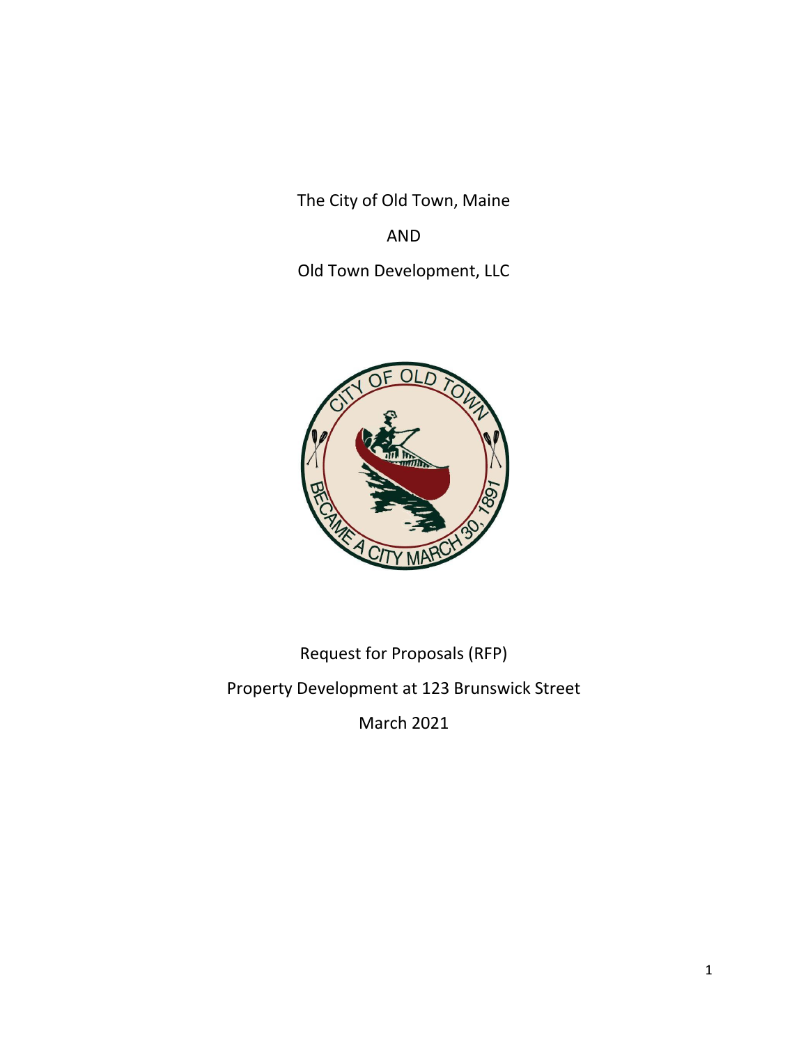The City of Old Town, Maine

AND

Old Town Development, LLC

Request for Proposals (RFP)

Property Development at 123 Brunswick Street

March 2021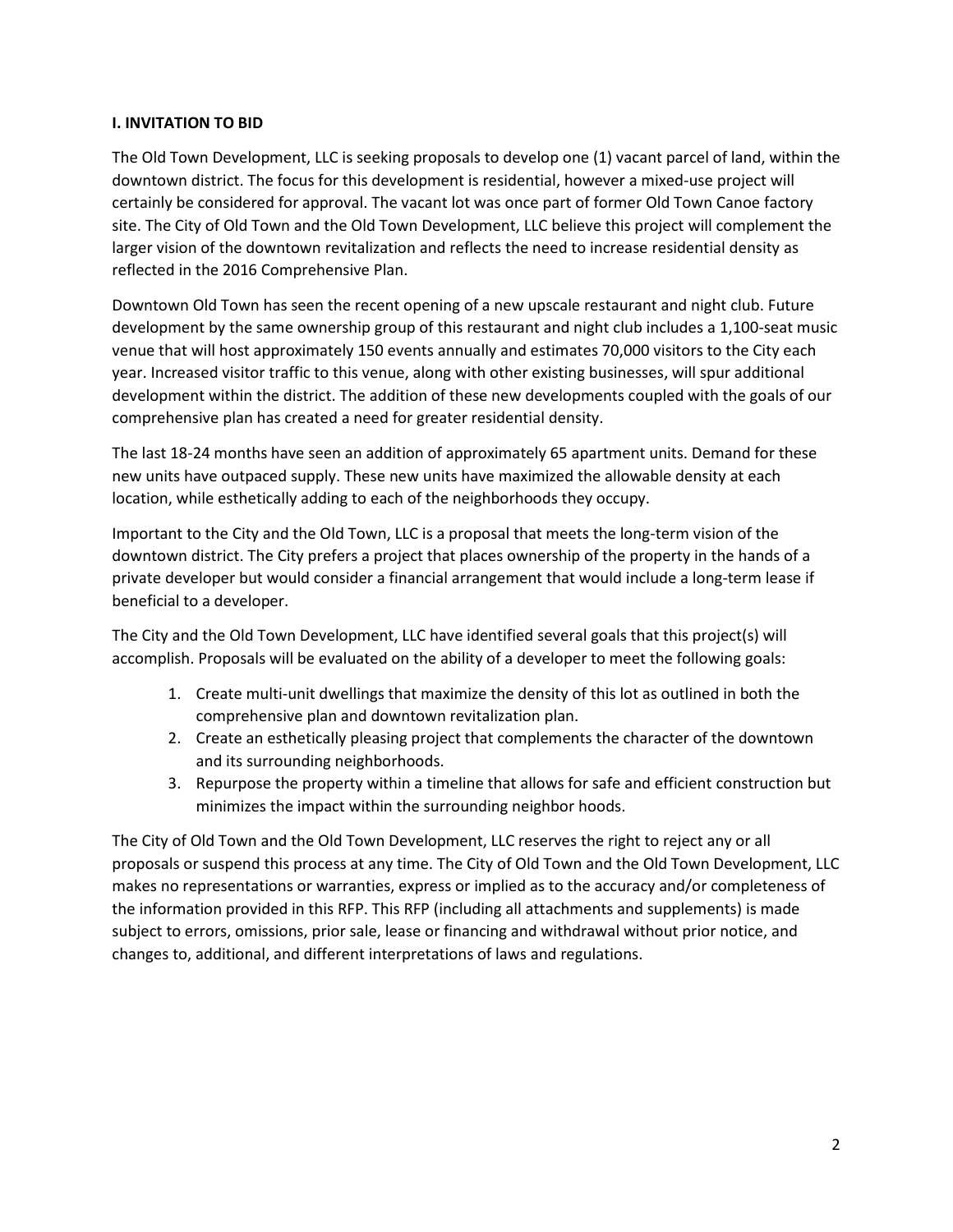### I. INVITATION TO BID

The Old Town Development, LLC is seeking proposals to develop one (1) vacant parcel of land, within the downtown district. The focus for this development is residential, however a mixed-use project will certainly be considered for approval. The vacant lot was once part of former Old Town Canoe factory site. The City of Old Town and the Old Town Development, LLC believe this project will complement the larger vision of the downtown revitalization and reflects the need to increase residential density as reflected in the 2016 Comprehensive Plan.

Downtown Old Town has seen the recent opening of a new upscale restaurant and night club. Future development by the same ownership group of this restaurant and night club includes a 1,100-seat music venue that will host approximately 150 events annually and estimates 70,000 visitors to the City each year. Increased visitor traffic to this venue, along with other existing businesses, will spur additional development within the district. The addition of these new developments coupled with the goals of our comprehensive plan has created a need for greater residential density.

The last 18-24 months have seen an addition of approximately 65 apartment units. Demand for these new units have outpaced supply. These new units have maximized the allowable density at each location, while esthetically adding to each of the neighborhoods they occupy.

Important to the City and the Old Town, LLC is a proposal that meets the long-term vision of the downtown district. The City prefers a project that places ownership of the property in the hands of a private developer but would consider a financial arrangement that would include a long-term lease if beneficial to a developer.

The City and the Old Town Development, LLC have identified several goals that this project(s) will accomplish. Proposals will be evaluated on the ability of a developer to meet the following goals:

1. Create multi-unit dwellings that maximize the density of this lot as outlined in both the comprehensive plan and downtown revitalization plan.
2. Create an esthetically pleasing project that complements the character of the downtown and its surrounding neighborhoods.
3. Repurpose the property within a timeline that allows for safe and efficient construction but minimizes the impact within the surrounding neighbor hoods.

The City of Old Town and the Old Town Development, LLC reserves the right to reject any or all proposals or suspend this process at any time. The City of Old Town and the Old Town Development, LLC makes no representations or warranties, express or implied as to the accuracy and/or completeness of the information provided in this RFP. This RFP (including all attachments and supplements) is made subject to errors, omissions, prior sale, lease or financing and withdrawal without prior notice, and changes to, additional, and different interpretations of laws and regulations.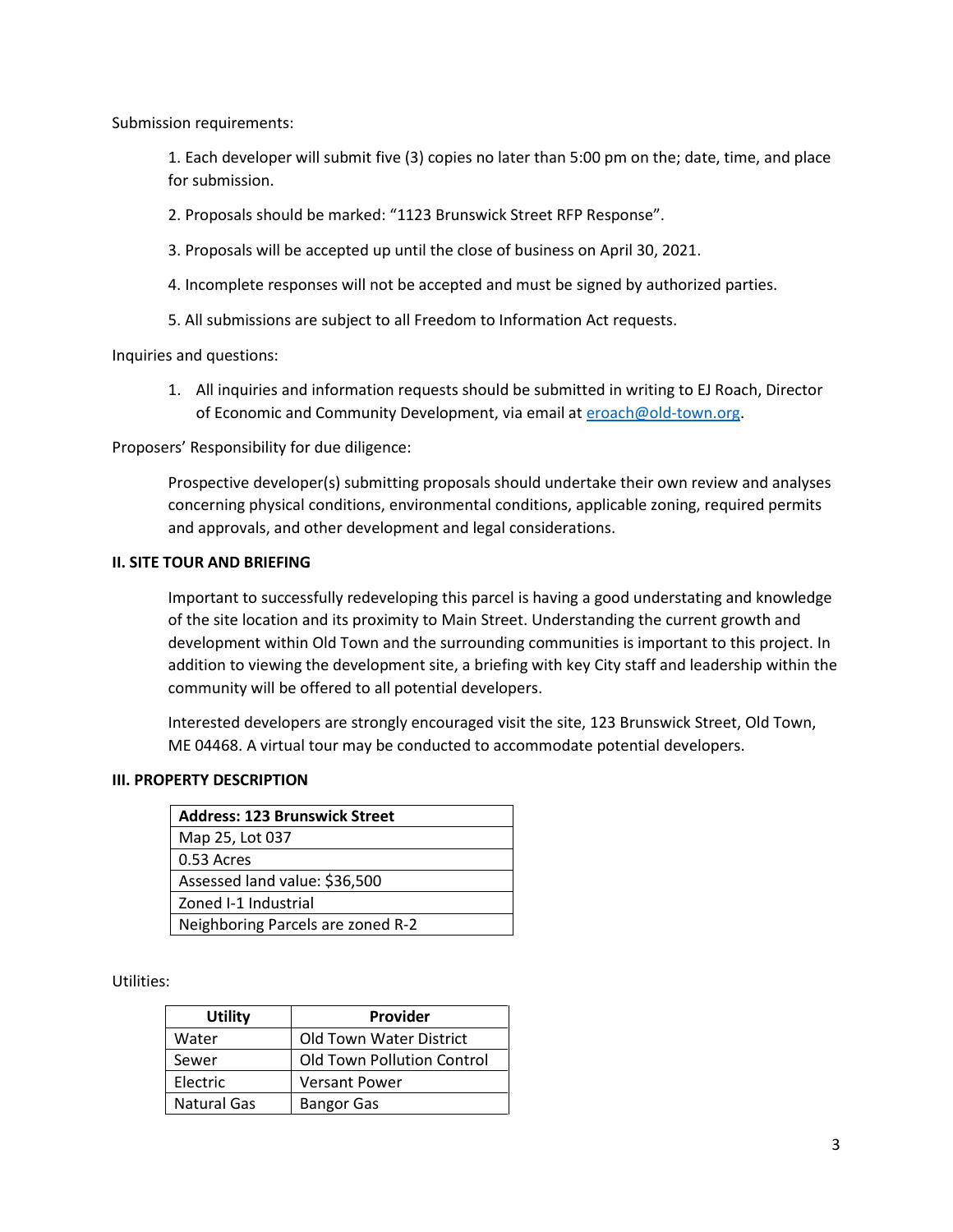Submission requirements:

1. Each developer will submit five (3) copies no later than 5:00 pm on the; date, time, and place for submission.
2. Proposals should be marked: "1123 Brunswick Street RFP Response".
3. Proposals will be accepted up until the close of business on April 30, 2021.
4. Incomplete responses will not be accepted and must be signed by authorized parties.
5. All submissions are subject to all Freedom to Information Act requests.

Inquiries and questions:

1. All inquiries and information requests should be submitted in writing to EJ Roach, Director of Economic and Community Development, via email at eroach@old-town.org.

Proposers' Responsibility for due diligence:

Prospective developer(s) submitting proposals should undertake their own review and analyses concerning physical conditions, environmental conditions, applicable zoning, required permits and approvals, and other development and legal considerations.

**II. SITE TOUR AND BRIEFING**

Important to successfully redeveloping this parcel is having a good understating and knowledge of the site location and its proximity to Main Street. Understanding the current growth and development within Old Town and the surrounding communities is important to this project. In addition to viewing the development site, a briefing with key City staff and leadership within the community will be offered to all potential developers.

Interested developers are strongly encouraged visit the site, 123 Brunswick Street, Old Town, ME 04468. A virtual tour may be conducted to accommodate potential developers.

**III. PROPERTY DESCRIPTION**

| **Address: 123 Brunswick Street** |
|---|
| Map 25, Lot 037 |
| 0.53 Acres |
| Assessed land value: $36,500 |
| Zoned I-1 Industrial |
| Neighboring Parcels are zoned R-2 |

Utilities:

| Utility | Provider |
|---|---|
| Water | Old Town Water District |
| Sewer | Old Town Pollution Control |
| Electric | Versant Power |
| Natural Gas | Bangor Gas |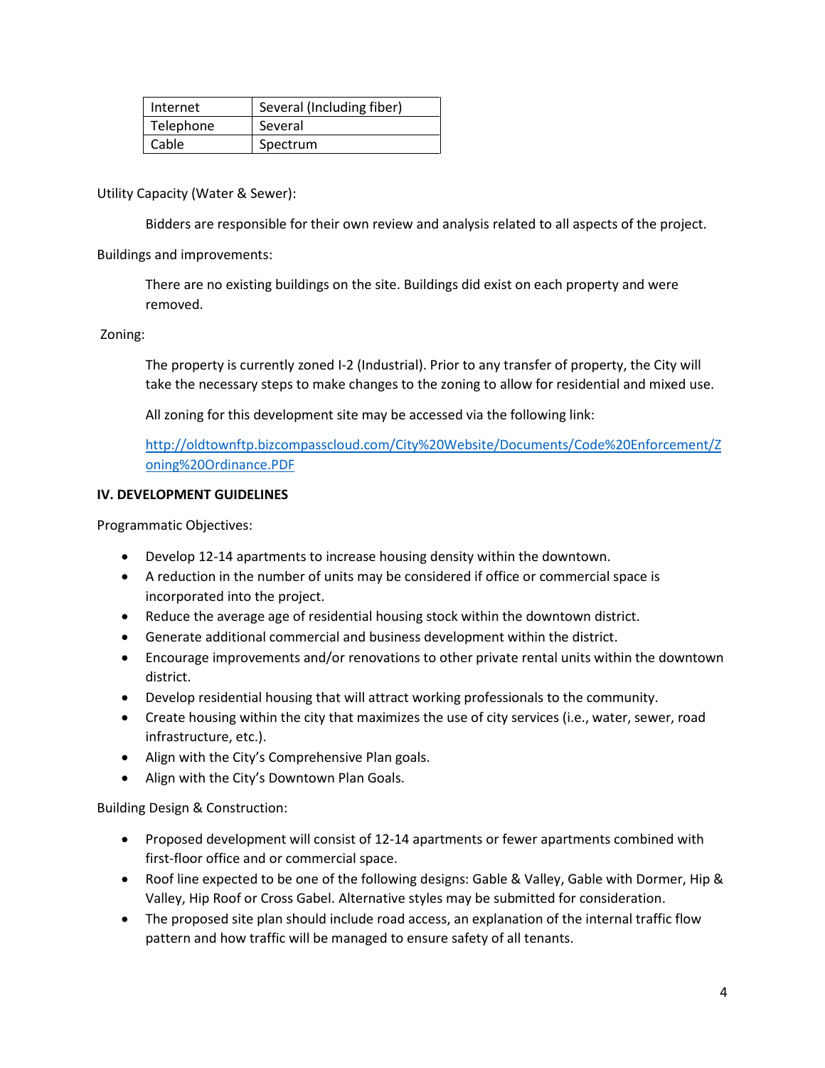| Internet | Several (Including fiber) |
|---|---|
| Telephone | Several |
| Cable | Spectrum |

Utility Capacity (Water & Sewer):

Bidders are responsible for their own review and analysis related to all aspects of the project.

Buildings and improvements:

There are no existing buildings on the site. Buildings did exist on each property and were removed.

Zoning:

The property is currently zoned I-2 (Industrial). Prior to any transfer of property, the City will take the necessary steps to make changes to the zoning to allow for residential and mixed use.

All zoning for this development site may be accessed via the following link:

http://oldtownftp.bizcompasscloud.com/City%20Website/Documents/Code%20Enforcement/Zoning%20Ordinance.PDF

**IV. DEVELOPMENT GUIDELINES**

Programmatic Objectives:

- Develop 12-14 apartments to increase housing density within the downtown.
- A reduction in the number of units may be considered if office or commercial space is incorporated into the project.
- Reduce the average age of residential housing stock within the downtown district.
- Generate additional commercial and business development within the district.
- Encourage improvements and/or renovations to other private rental units within the downtown district.
- Develop residential housing that will attract working professionals to the community.
- Create housing within the city that maximizes the use of city services (i.e., water, sewer, road infrastructure, etc.).
- Align with the City's Comprehensive Plan goals.
- Align with the City's Downtown Plan Goals.

Building Design & Construction:

- Proposed development will consist of 12-14 apartments or fewer apartments combined with first-floor office and or commercial space.
- Roof line expected to be one of the following designs: Gable & Valley, Gable with Dormer, Hip & Valley, Hip Roof or Cross Gabel. Alternative styles may be submitted for consideration.
- The proposed site plan should include road access, an explanation of the internal traffic flow pattern and how traffic will be managed to ensure safety of all tenants.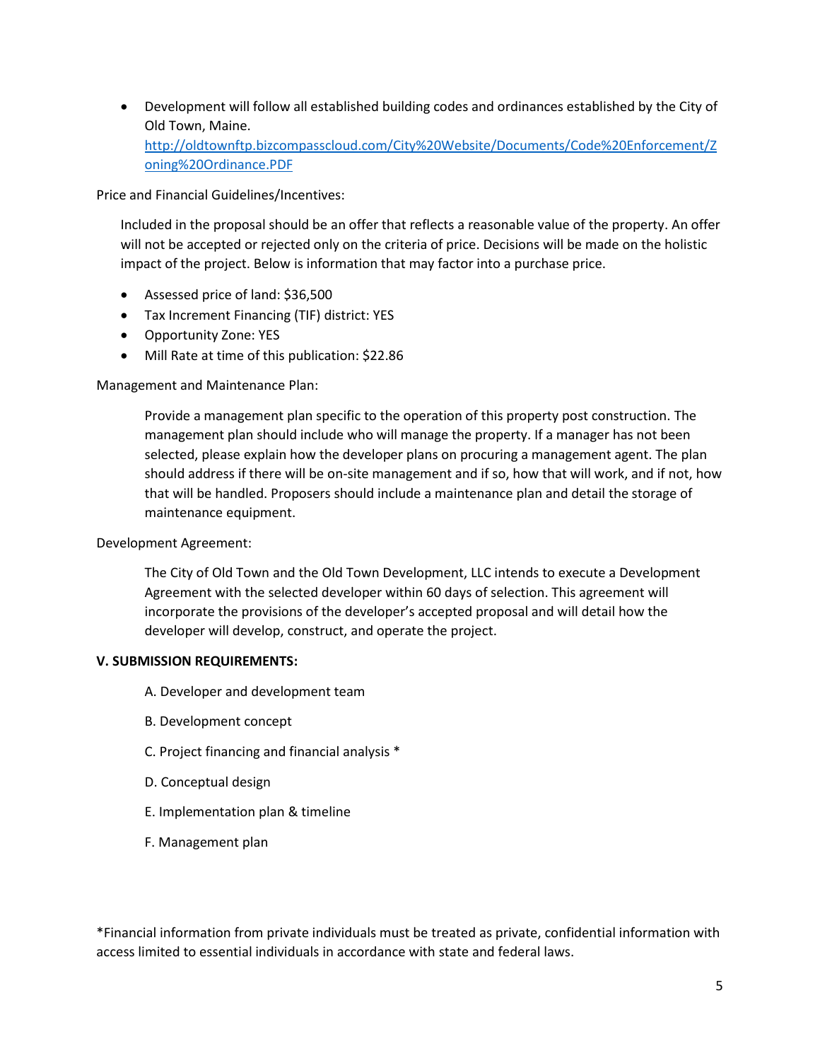- Development will follow all established building codes and ordinances established by the City of Old Town, Maine. http://oldtownftp.bizcompasscloud.com/City%20Website/Documents/Code%20Enforcement/Zoning%20Ordinance.PDF

Price and Financial Guidelines/Incentives:

Included in the proposal should be an offer that reflects a reasonable value of the property. An offer will not be accepted or rejected only on the criteria of price. Decisions will be made on the holistic impact of the project. Below is information that may factor into a purchase price.

- Assessed price of land: $36,500
- Tax Increment Financing (TIF) district: YES
- Opportunity Zone: YES
- Mill Rate at time of this publication: $22.86

Management and Maintenance Plan:

Provide a management plan specific to the operation of this property post construction. The management plan should include who will manage the property. If a manager has not been selected, please explain how the developer plans on procuring a management agent. The plan should address if there will be on-site management and if so, how that will work, and if not, how that will be handled. Proposers should include a maintenance plan and detail the storage of maintenance equipment.

Development Agreement:

The City of Old Town and the Old Town Development, LLC intends to execute a Development Agreement with the selected developer within 60 days of selection. This agreement will incorporate the provisions of the developer's accepted proposal and will detail how the developer will develop, construct, and operate the project.

**V. SUBMISSION REQUIREMENTS:**

A. Developer and development team

B. Development concept

C. Project financing and financial analysis *

D. Conceptual design

E. Implementation plan & timeline

F. Management plan

*Financial information from private individuals must be treated as private, confidential information with access limited to essential individuals in accordance with state and federal laws.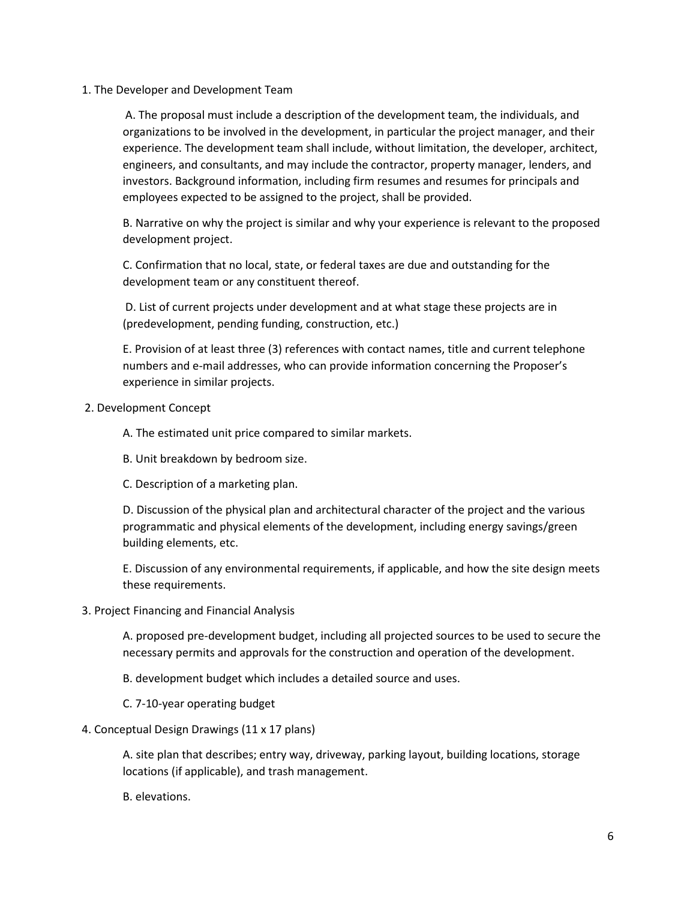1. The Developer and Development Team

   A. The proposal must include a description of the development team, the individuals, and organizations to be involved in the development, in particular the project manager, and their experience. The development team shall include, without limitation, the developer, architect, engineers, and consultants, and may include the contractor, property manager, lenders, and investors. Background information, including firm resumes and resumes for principals and employees expected to be assigned to the project, shall be provided.

   B. Narrative on why the project is similar and why your experience is relevant to the proposed development project.

   C. Confirmation that no local, state, or federal taxes are due and outstanding for the development team or any constituent thereof.

   D. List of current projects under development and at what stage these projects are in (predevelopment, pending funding, construction, etc.)

   E. Provision of at least three (3) references with contact names, title and current telephone numbers and e-mail addresses, who can provide information concerning the Proposer's experience in similar projects.

2. Development Concept

   A. The estimated unit price compared to similar markets.

   B. Unit breakdown by bedroom size.

   C. Description of a marketing plan.

   D. Discussion of the physical plan and architectural character of the project and the various programmatic and physical elements of the development, including energy savings/green building elements, etc.

   E. Discussion of any environmental requirements, if applicable, and how the site design meets these requirements.

3. Project Financing and Financial Analysis

   A. proposed pre-development budget, including all projected sources to be used to secure the necessary permits and approvals for the construction and operation of the development.

   B. development budget which includes a detailed source and uses.

   C. 7-10-year operating budget

4. Conceptual Design Drawings (11 x 17 plans)

   A. site plan that describes; entry way, driveway, parking layout, building locations, storage locations (if applicable), and trash management.

   B. elevations.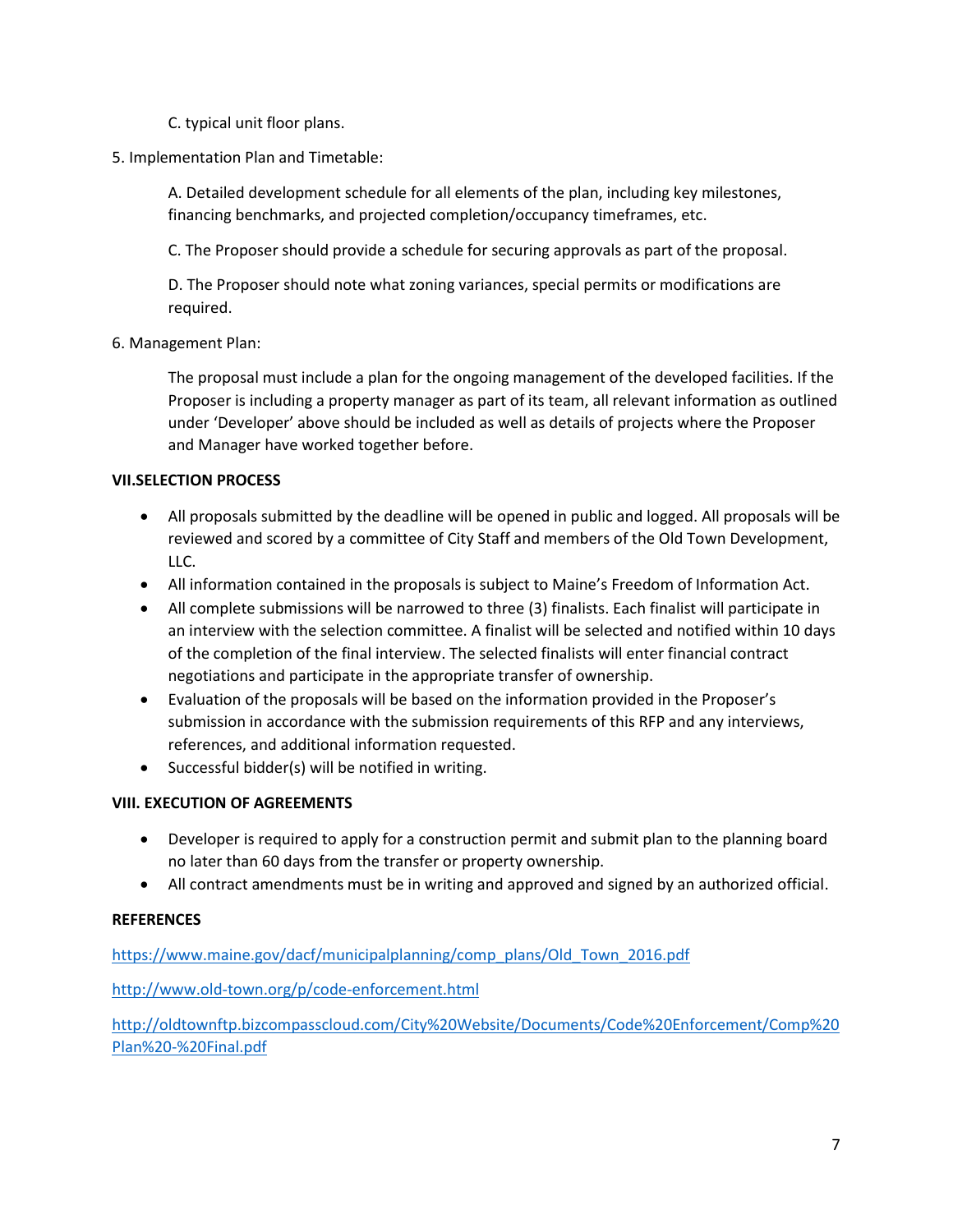C. typical unit floor plans.

5. Implementation Plan and Timetable:

A. Detailed development schedule for all elements of the plan, including key milestones, financing benchmarks, and projected completion/occupancy timeframes, etc.

C. The Proposer should provide a schedule for securing approvals as part of the proposal.

D. The Proposer should note what zoning variances, special permits or modifications are required.

6. Management Plan:

The proposal must include a plan for the ongoing management of the developed facilities. If the Proposer is including a property manager as part of its team, all relevant information as outlined under 'Developer' above should be included as well as details of projects where the Proposer and Manager have worked together before.

**VII.SELECTION PROCESS**

- All proposals submitted by the deadline will be opened in public and logged. All proposals will be reviewed and scored by a committee of City Staff and members of the Old Town Development, LLC.
- All information contained in the proposals is subject to Maine's Freedom of Information Act.
- All complete submissions will be narrowed to three (3) finalists. Each finalist will participate in an interview with the selection committee. A finalist will be selected and notified within 10 days of the completion of the final interview. The selected finalists will enter financial contract negotiations and participate in the appropriate transfer of ownership.
- Evaluation of the proposals will be based on the information provided in the Proposer's submission in accordance with the submission requirements of this RFP and any interviews, references, and additional information requested.
- Successful bidder(s) will be notified in writing.

**VIII. EXECUTION OF AGREEMENTS**

- Developer is required to apply for a construction permit and submit plan to the planning board no later than 60 days from the transfer or property ownership.
- All contract amendments must be in writing and approved and signed by an authorized official.

**REFERENCES**

https://www.maine.gov/dacf/municipalplanning/comp_plans/Old_Town_2016.pdf

http://www.old-town.org/p/code-enforcement.html

http://oldtownftp.bizcompasscloud.com/City%20Website/Documents/Code%20Enforcement/Comp%20Plan%20-%20Final.pdf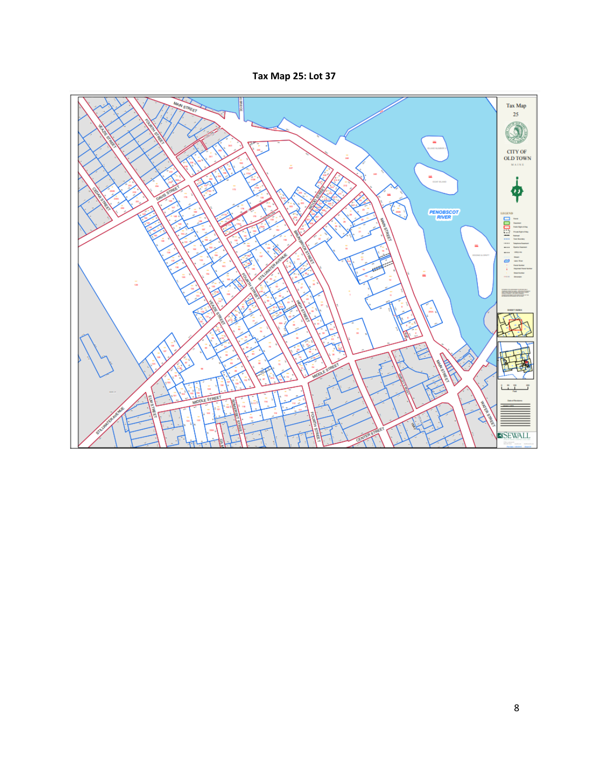**Tax Map 25: Lot 37**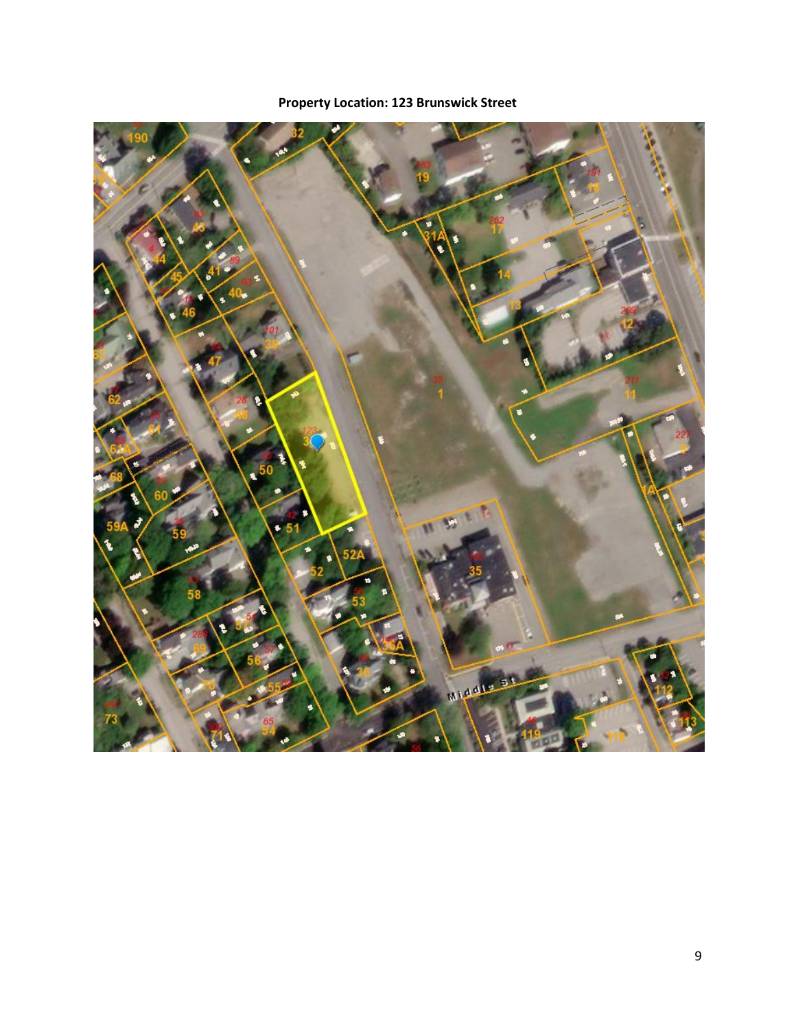**Property Location: 123 Brunswick Street**